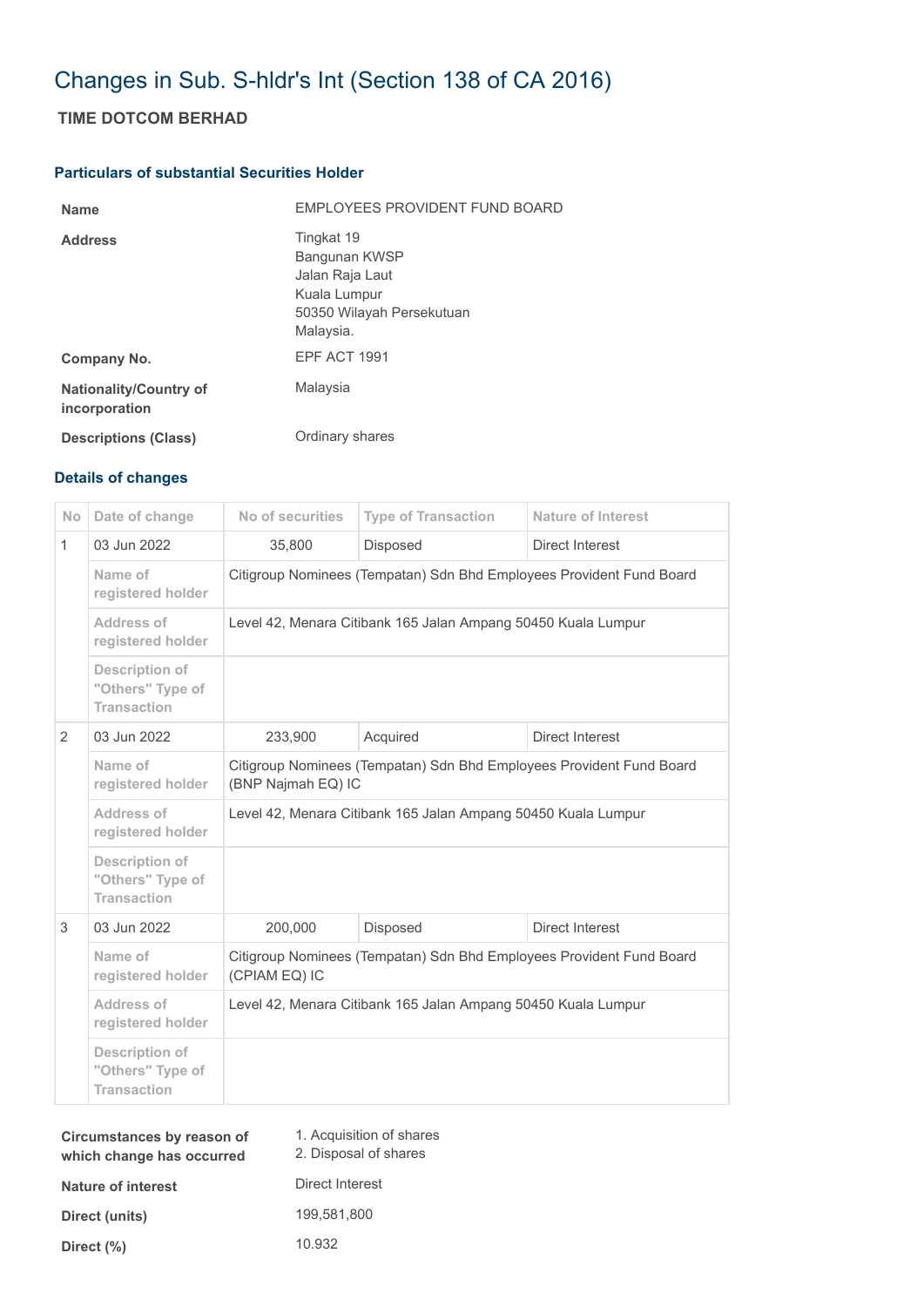# Changes in Sub. S-hldr's Int (Section 138 of CA 2016)

## TIME DOTCOM BERHAD

### Particulars of substantial Securities Holder

| | |
|---|---|
| **Name** | EMPLOYEES PROVIDENT FUND BOARD |
| **Address** | Tingkat 19<br>Bangunan KWSP<br>Jalan Raja Laut<br>Kuala Lumpur<br>50350 Wilayah Persekutuan<br>Malaysia. |
| **Company No.** | EPF ACT 1991 |
| **Nationality/Country of incorporation** | Malaysia |
| **Descriptions (Class)** | Ordinary shares |

### Details of changes

| No | Date of change | No of securities | Type of Transaction | Nature of Interest |
|---|---|---|---|---|
| 1 | 03 Jun 2022 | 35,800 | Disposed | Direct Interest |
| | Name of registered holder | Citigroup Nominees (Tempatan) Sdn Bhd Employees Provident Fund Board | | |
| | Address of registered holder | Level 42, Menara Citibank 165 Jalan Ampang 50450 Kuala Lumpur | | |
| | Description of "Others" Type of Transaction | | | |
| 2 | 03 Jun 2022 | 233,900 | Acquired | Direct Interest |
| | Name of registered holder | Citigroup Nominees (Tempatan) Sdn Bhd Employees Provident Fund Board (BNP Najmah EQ) IC | | |
| | Address of registered holder | Level 42, Menara Citibank 165 Jalan Ampang 50450 Kuala Lumpur | | |
| | Description of "Others" Type of Transaction | | | |
| 3 | 03 Jun 2022 | 200,000 | Disposed | Direct Interest |
| | Name of registered holder | Citigroup Nominees (Tempatan) Sdn Bhd Employees Provident Fund Board (CPIAM EQ) IC | | |
| | Address of registered holder | Level 42, Menara Citibank 165 Jalan Ampang 50450 Kuala Lumpur | | |
| | Description of "Others" Type of Transaction | | | |

| | |
|---|---|
| **Circumstances by reason of which change has occurred** | 1. Acquisition of shares<br>2. Disposal of shares |
| **Nature of interest** | Direct Interest |
| **Direct (units)** | 199,581,800 |
| **Direct (%)** | 10.932 |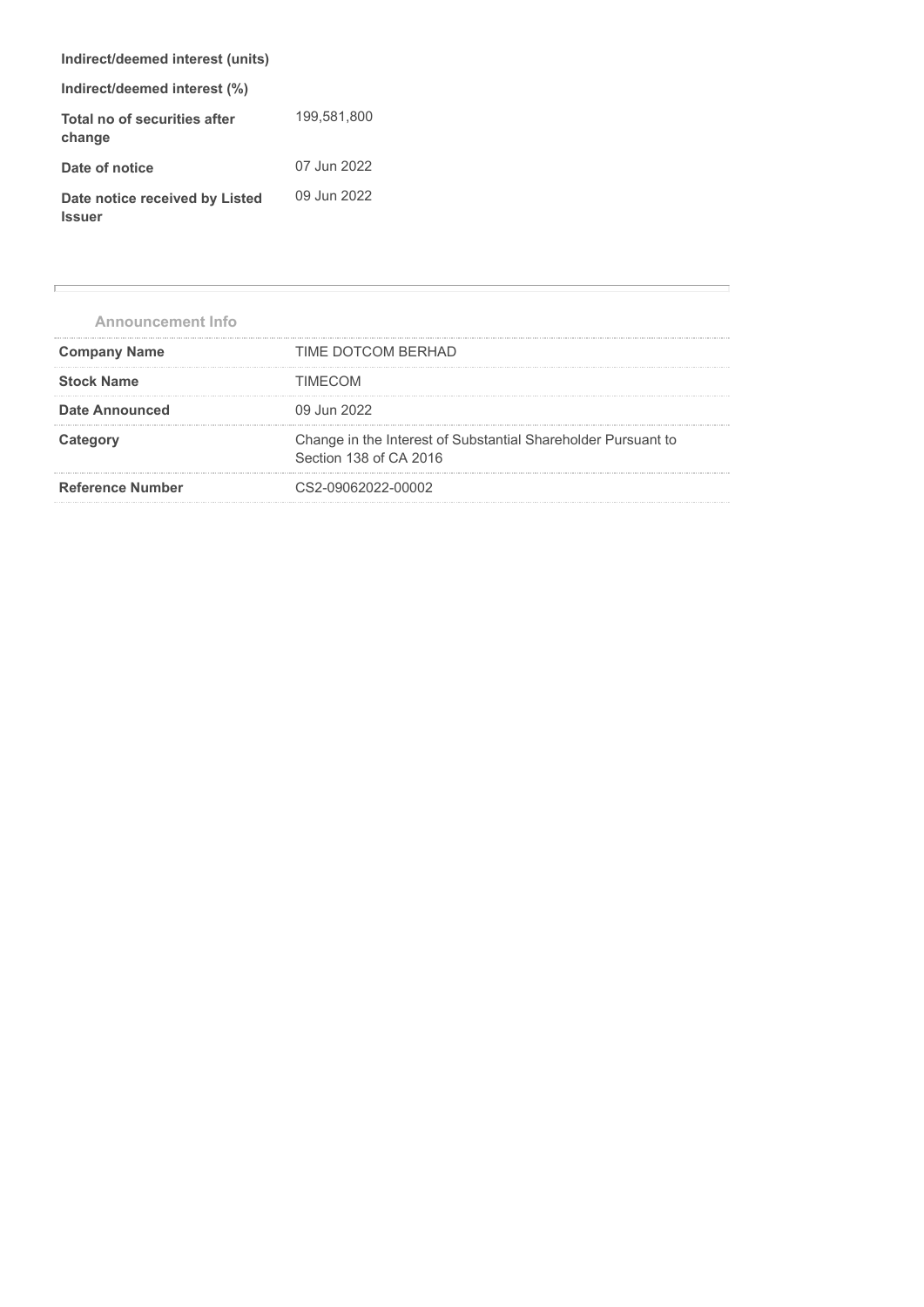| | |
|---|---|
| **Indirect/deemed interest (units)** | |
| **Indirect/deemed interest (%)** | |
| **Total no of securities after change** | 199,581,800 |
| **Date of notice** | 07 Jun 2022 |
| **Date notice received by Listed Issuer** | 09 Jun 2022 |

## Announcement Info

| | |
|---|---|
| **Company Name** | TIME DOTCOM BERHAD |
| **Stock Name** | TIMECOM |
| **Date Announced** | 09 Jun 2022 |
| **Category** | Change in the Interest of Substantial Shareholder Pursuant to Section 138 of CA 2016 |
| **Reference Number** | CS2-09062022-00002 |